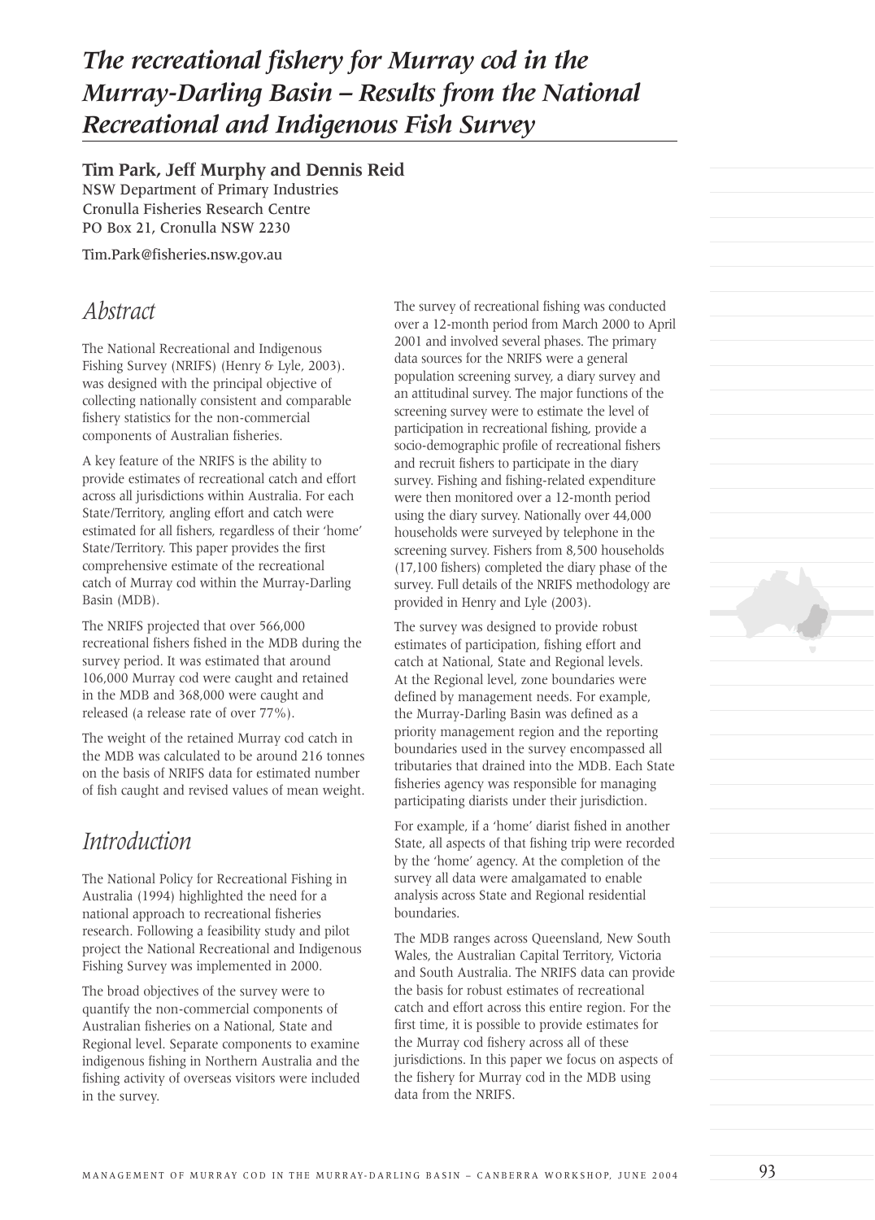# The recreational fishery for Murray cod in the Murray-Darling Basin – Results from the National Recreational and Indigenous Fish Survey

**Tim Park, Jeff Murphy and Dennis Reid**

NSW Department of Primary Industries
Cronulla Fisheries Research Centre
PO Box 21, Cronulla NSW 2230

Tim.Park@fisheries.nsw.gov.au

## Abstract

The National Recreational and Indigenous Fishing Survey (NRIFS) (Henry & Lyle, 2003). was designed with the principal objective of collecting nationally consistent and comparable fishery statistics for the non-commercial components of Australian fisheries.

A key feature of the NRIFS is the ability to provide estimates of recreational catch and effort across all jurisdictions within Australia. For each State/Territory, angling effort and catch were estimated for all fishers, regardless of their 'home' State/Territory. This paper provides the first comprehensive estimate of the recreational catch of Murray cod within the Murray-Darling Basin (MDB).

The NRIFS projected that over 566,000 recreational fishers fished in the MDB during the survey period. It was estimated that around 106,000 Murray cod were caught and retained in the MDB and 368,000 were caught and released (a release rate of over 77%).

The weight of the retained Murray cod catch in the MDB was calculated to be around 216 tonnes on the basis of NRIFS data for estimated number of fish caught and revised values of mean weight.

## Introduction

The National Policy for Recreational Fishing in Australia (1994) highlighted the need for a national approach to recreational fisheries research. Following a feasibility study and pilot project the National Recreational and Indigenous Fishing Survey was implemented in 2000.

The broad objectives of the survey were to quantify the non-commercial components of Australian fisheries on a National, State and Regional level. Separate components to examine indigenous fishing in Northern Australia and the fishing activity of overseas visitors were included in the survey.

The survey of recreational fishing was conducted over a 12-month period from March 2000 to April 2001 and involved several phases. The primary data sources for the NRIFS were a general population screening survey, a diary survey and an attitudinal survey. The major functions of the screening survey were to estimate the level of participation in recreational fishing, provide a socio-demographic profile of recreational fishers and recruit fishers to participate in the diary survey. Fishing and fishing-related expenditure were then monitored over a 12-month period using the diary survey. Nationally over 44,000 households were surveyed by telephone in the screening survey. Fishers from 8,500 households (17,100 fishers) completed the diary phase of the survey. Full details of the NRIFS methodology are provided in Henry and Lyle (2003).

The survey was designed to provide robust estimates of participation, fishing effort and catch at National, State and Regional levels. At the Regional level, zone boundaries were defined by management needs. For example, the Murray-Darling Basin was defined as a priority management region and the reporting boundaries used in the survey encompassed all tributaries that drained into the MDB. Each State fisheries agency was responsible for managing participating diarists under their jurisdiction.

For example, if a 'home' diarist fished in another State, all aspects of that fishing trip were recorded by the 'home' agency. At the completion of the survey all data were amalgamated to enable analysis across State and Regional residential boundaries.

The MDB ranges across Queensland, New South Wales, the Australian Capital Territory, Victoria and South Australia. The NRIFS data can provide the basis for robust estimates of recreational catch and effort across this entire region. For the first time, it is possible to provide estimates for the Murray cod fishery across all of these jurisdictions. In this paper we focus on aspects of the fishery for Murray cod in the MDB using data from the NRIFS.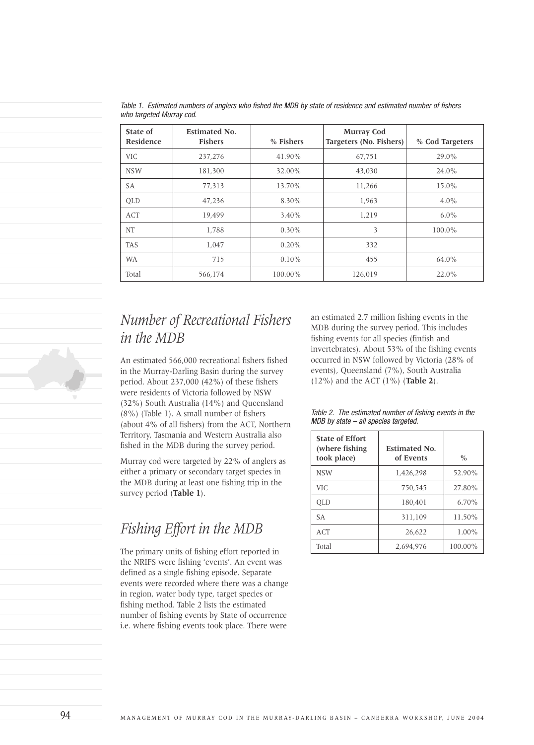*Table 1. Estimated numbers of anglers who fished the MDB by state of residence and estimated number of fishers who targeted Murray cod.*

| State of Residence | Estimated No. Fishers | % Fishers | Murray Cod Targeters (No. Fishers) | % Cod Targeters |
|---|---|---|---|---|
| VIC | 237,276 | 41.90% | 67,751 | 29.0% |
| NSW | 181,300 | 32.00% | 43,030 | 24.0% |
| SA | 77,313 | 13.70% | 11,266 | 15.0% |
| QLD | 47,236 | 8.30% | 1,963 | 4.0% |
| ACT | 19,499 | 3.40% | 1,219 | 6.0% |
| NT | 1,788 | 0.30% | 3 | 100.0% |
| TAS | 1,047 | 0.20% | 332 | |
| WA | 715 | 0.10% | 455 | 64.0% |
| Total | 566,174 | 100.00% | 126,019 | 22.0% |

## *Number of Recreational Fishers in the MDB*

An estimated 566,000 recreational fishers fished in the Murray-Darling Basin during the survey period. About 237,000 (42%) of these fishers were residents of Victoria followed by NSW (32%) South Australia (14%) and Queensland (8%) (Table 1). A small number of fishers (about 4% of all fishers) from the ACT, Northern Territory, Tasmania and Western Australia also fished in the MDB during the survey period.

Murray cod were targeted by 22% of anglers as either a primary or secondary target species in the MDB during at least one fishing trip in the survey period (**Table 1**).

## *Fishing Effort in the MDB*

The primary units of fishing effort reported in the NRIFS were fishing 'events'. An event was defined as a single fishing episode. Separate events were recorded where there was a change in region, water body type, target species or fishing method. Table 2 lists the estimated number of fishing events by State of occurrence i.e. where fishing events took place. There were an estimated 2.7 million fishing events in the MDB during the survey period. This includes fishing events for all species (finfish and invertebrates). About 53% of the fishing events occurred in NSW followed by Victoria (28% of events), Queensland (7%), South Australia (12%) and the ACT (1%) (**Table 2**).

*Table 2. The estimated number of fishing events in the MDB by state – all species targeted.*

| State of Effort (where fishing took place) | Estimated No. of Events | % |
|---|---|---|
| NSW | 1,426,298 | 52.90% |
| VIC | 750,545 | 27.80% |
| QLD | 180,401 | 6.70% |
| SA | 311,109 | 11.50% |
| ACT | 26,622 | 1.00% |
| Total | 2,694,976 | 100.00% |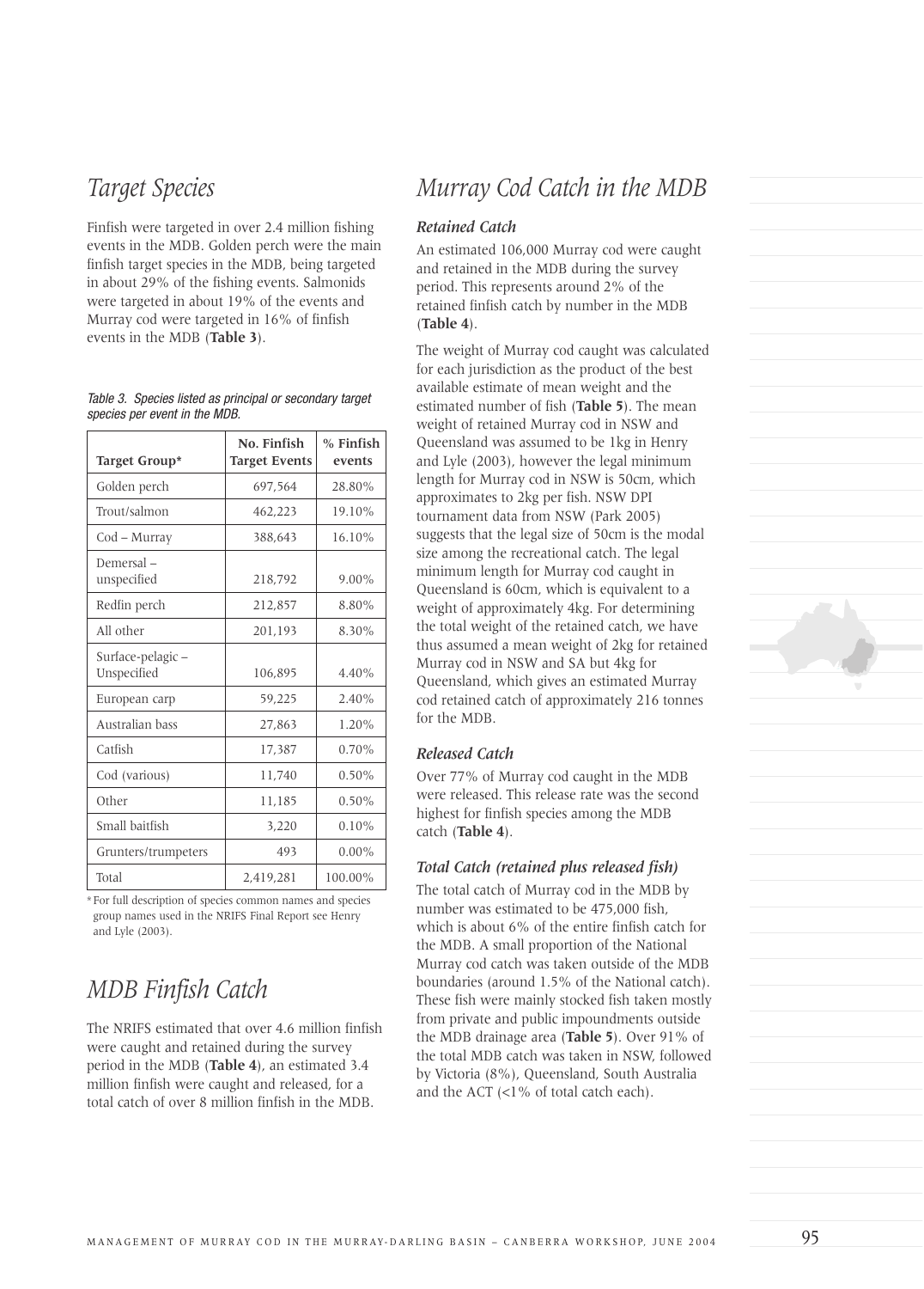## *Target Species*

Finfish were targeted in over 2.4 million fishing events in the MDB. Golden perch were the main finfish target species in the MDB, being targeted in about 29% of the fishing events. Salmonids were targeted in about 19% of the events and Murray cod were targeted in 16% of finfish events in the MDB (**Table 3**).

*Table 3. Species listed as principal or secondary target species per event in the MDB.*

| Target Group* | No. Finfish Target Events | % Finfish events |
|---|---|---|
| Golden perch | 697,564 | 28.80% |
| Trout/salmon | 462,223 | 19.10% |
| Cod – Murray | 388,643 | 16.10% |
| Demersal – unspecified | 218,792 | 9.00% |
| Redfin perch | 212,857 | 8.80% |
| All other | 201,193 | 8.30% |
| Surface-pelagic – Unspecified | 106,895 | 4.40% |
| European carp | 59,225 | 2.40% |
| Australian bass | 27,863 | 1.20% |
| Catfish | 17,387 | 0.70% |
| Cod (various) | 11,740 | 0.50% |
| Other | 11,185 | 0.50% |
| Small baitfish | 3,220 | 0.10% |
| Grunters/trumpeters | 493 | 0.00% |
| Total | 2,419,281 | 100.00% |

* For full description of species common names and species group names used in the NRIFS Final Report see Henry and Lyle (2003).

## *MDB Finfish Catch*

The NRIFS estimated that over 4.6 million finfish were caught and retained during the survey period in the MDB (**Table 4**), an estimated 3.4 million finfish were caught and released, for a total catch of over 8 million finfish in the MDB.

## *Murray Cod Catch in the MDB*

### *Retained Catch*

An estimated 106,000 Murray cod were caught and retained in the MDB during the survey period. This represents around 2% of the retained finfish catch by number in the MDB (**Table 4**).

The weight of Murray cod caught was calculated for each jurisdiction as the product of the best available estimate of mean weight and the estimated number of fish (**Table 5**). The mean weight of retained Murray cod in NSW and Queensland was assumed to be 1kg in Henry and Lyle (2003), however the legal minimum length for Murray cod in NSW is 50cm, which approximates to 2kg per fish. NSW DPI tournament data from NSW (Park 2005) suggests that the legal size of 50cm is the modal size among the recreational catch. The legal minimum length for Murray cod caught in Queensland is 60cm, which is equivalent to a weight of approximately 4kg. For determining the total weight of the retained catch, we have thus assumed a mean weight of 2kg for retained Murray cod in NSW and SA but 4kg for Queensland, which gives an estimated Murray cod retained catch of approximately 216 tonnes for the MDB.

### *Released Catch*

Over 77% of Murray cod caught in the MDB were released. This release rate was the second highest for finfish species among the MDB catch (**Table 4**).

### *Total Catch (retained plus released fish)*

The total catch of Murray cod in the MDB by number was estimated to be 475,000 fish, which is about 6% of the entire finfish catch for the MDB. A small proportion of the National Murray cod catch was taken outside of the MDB boundaries (around 1.5% of the National catch). These fish were mainly stocked fish taken mostly from private and public impoundments outside the MDB drainage area (**Table 5**). Over 91% of the total MDB catch was taken in NSW, followed by Victoria (8%), Queensland, South Australia and the ACT (<1% of total catch each).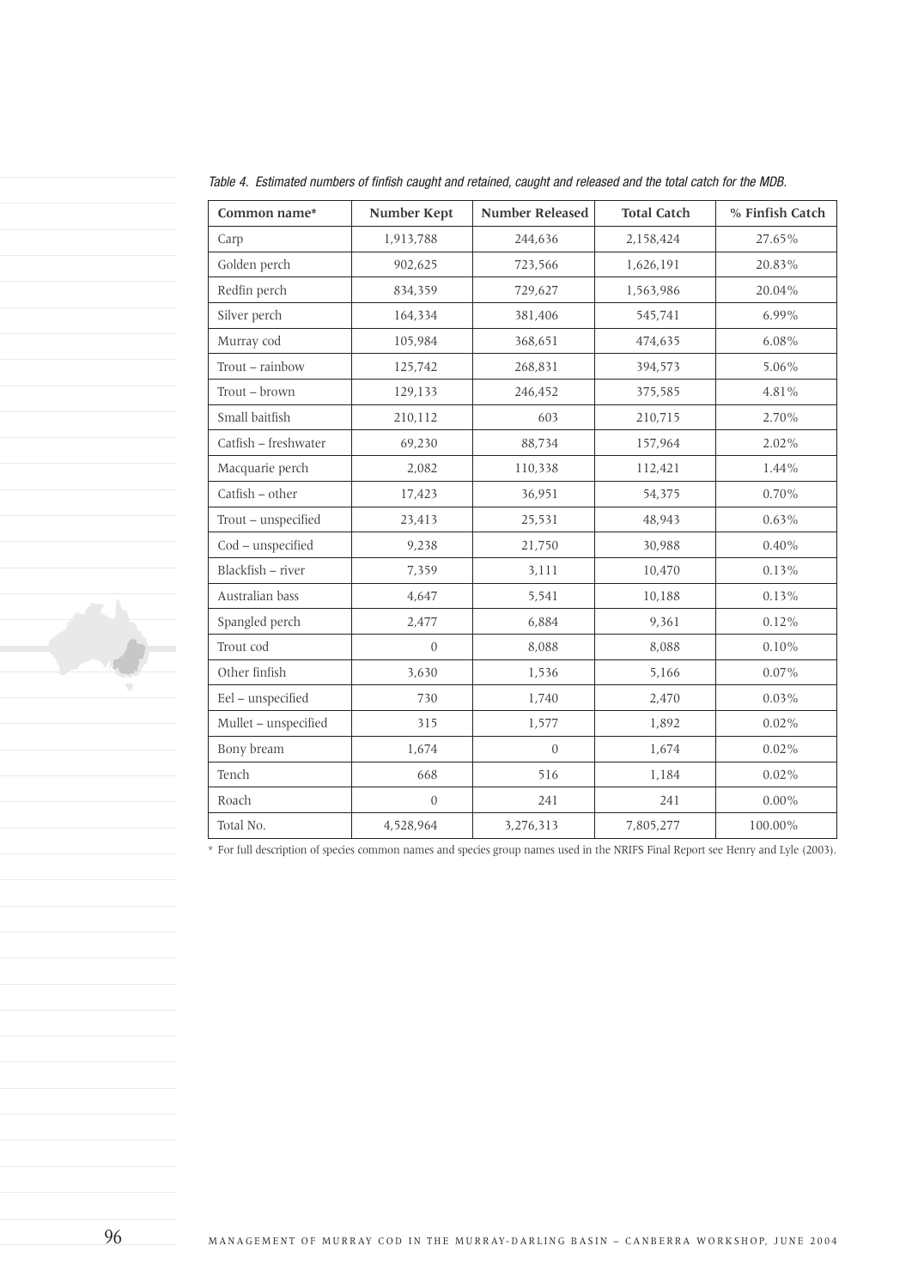*Table 4. Estimated numbers of finfish caught and retained, caught and released and the total catch for the MDB.*

| Common name* | Number Kept | Number Released | Total Catch | % Finfish Catch |
|---|---|---|---|---|
| Carp | 1,913,788 | 244,636 | 2,158,424 | 27.65% |
| Golden perch | 902,625 | 723,566 | 1,626,191 | 20.83% |
| Redfin perch | 834,359 | 729,627 | 1,563,986 | 20.04% |
| Silver perch | 164,334 | 381,406 | 545,741 | 6.99% |
| Murray cod | 105,984 | 368,651 | 474,635 | 6.08% |
| Trout – rainbow | 125,742 | 268,831 | 394,573 | 5.06% |
| Trout – brown | 129,133 | 246,452 | 375,585 | 4.81% |
| Small baitfish | 210,112 | 603 | 210,715 | 2.70% |
| Catfish – freshwater | 69,230 | 88,734 | 157,964 | 2.02% |
| Macquarie perch | 2,082 | 110,338 | 112,421 | 1.44% |
| Catfish – other | 17,423 | 36,951 | 54,375 | 0.70% |
| Trout – unspecified | 23,413 | 25,531 | 48,943 | 0.63% |
| Cod – unspecified | 9,238 | 21,750 | 30,988 | 0.40% |
| Blackfish – river | 7,359 | 3,111 | 10,470 | 0.13% |
| Australian bass | 4,647 | 5,541 | 10,188 | 0.13% |
| Spangled perch | 2,477 | 6,884 | 9,361 | 0.12% |
| Trout cod | 0 | 8,088 | 8,088 | 0.10% |
| Other finfish | 3,630 | 1,536 | 5,166 | 0.07% |
| Eel – unspecified | 730 | 1,740 | 2,470 | 0.03% |
| Mullet – unspecified | 315 | 1,577 | 1,892 | 0.02% |
| Bony bream | 1,674 | 0 | 1,674 | 0.02% |
| Tench | 668 | 516 | 1,184 | 0.02% |
| Roach | 0 | 241 | 241 | 0.00% |
| Total No. | 4,528,964 | 3,276,313 | 7,805,277 | 100.00% |

\* For full description of species common names and species group names used in the NRIFS Final Report see Henry and Lyle (2003).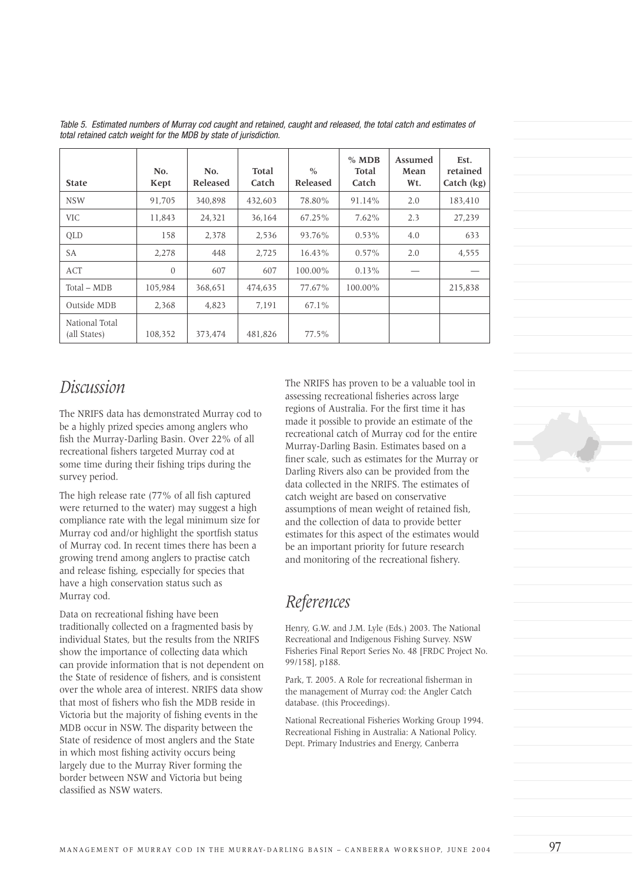*Table 5. Estimated numbers of Murray cod caught and retained, caught and released, the total catch and estimates of total retained catch weight for the MDB by state of jurisdiction.*

| State | No. Kept | No. Released | Total Catch | % Released | % MDB Total Catch | Assumed Mean Wt. | Est. retained Catch (kg) |
|---|---|---|---|---|---|---|---|
| NSW | 91,705 | 340,898 | 432,603 | 78.80% | 91.14% | 2.0 | 183,410 |
| VIC | 11,843 | 24,321 | 36,164 | 67.25% | 7.62% | 2.3 | 27,239 |
| QLD | 158 | 2,378 | 2,536 | 93.76% | 0.53% | 4.0 | 633 |
| SA | 2,278 | 448 | 2,725 | 16.43% | 0.57% | 2.0 | 4,555 |
| ACT | 0 | 607 | 607 | 100.00% | 0.13% | — | — |
| Total – MDB | 105,984 | 368,651 | 474,635 | 77.67% | 100.00% | | 215,838 |
| Outside MDB | 2,368 | 4,823 | 7,191 | 67.1% | | | |
| National Total (all States) | 108,352 | 373,474 | 481,826 | 77.5% | | | |

# *Discussion*

The NRIFS data has demonstrated Murray cod to be a highly prized species among anglers who fish the Murray-Darling Basin. Over 22% of all recreational fishers targeted Murray cod at some time during their fishing trips during the survey period.

The high release rate (77% of all fish captured were returned to the water) may suggest a high compliance rate with the legal minimum size for Murray cod and/or highlight the sportfish status of Murray cod. In recent times there has been a growing trend among anglers to practise catch and release fishing, especially for species that have a high conservation status such as Murray cod.

Data on recreational fishing have been traditionally collected on a fragmented basis by individual States, but the results from the NRIFS show the importance of collecting data which can provide information that is not dependent on the State of residence of fishers, and is consistent over the whole area of interest. NRIFS data show that most of fishers who fish the MDB reside in Victoria but the majority of fishing events in the MDB occur in NSW. The disparity between the State of residence of most anglers and the State in which most fishing activity occurs being largely due to the Murray River forming the border between NSW and Victoria but being classified as NSW waters.

The NRIFS has proven to be a valuable tool in assessing recreational fisheries across large regions of Australia. For the first time it has made it possible to provide an estimate of the recreational catch of Murray cod for the entire Murray-Darling Basin. Estimates based on a finer scale, such as estimates for the Murray or Darling Rivers also can be provided from the data collected in the NRIFS. The estimates of catch weight are based on conservative assumptions of mean weight of retained fish, and the collection of data to provide better estimates for this aspect of the estimates would be an important priority for future research and monitoring of the recreational fishery.

# *References*

Henry, G.W. and J.M. Lyle (Eds.) 2003. The National Recreational and Indigenous Fishing Survey. NSW Fisheries Final Report Series No. 48 [FRDC Project No. 99/158], p188.

Park, T. 2005. A Role for recreational fisherman in the management of Murray cod: the Angler Catch database. (this Proceedings).

National Recreational Fisheries Working Group 1994. Recreational Fishing in Australia: A National Policy. Dept. Primary Industries and Energy, Canberra